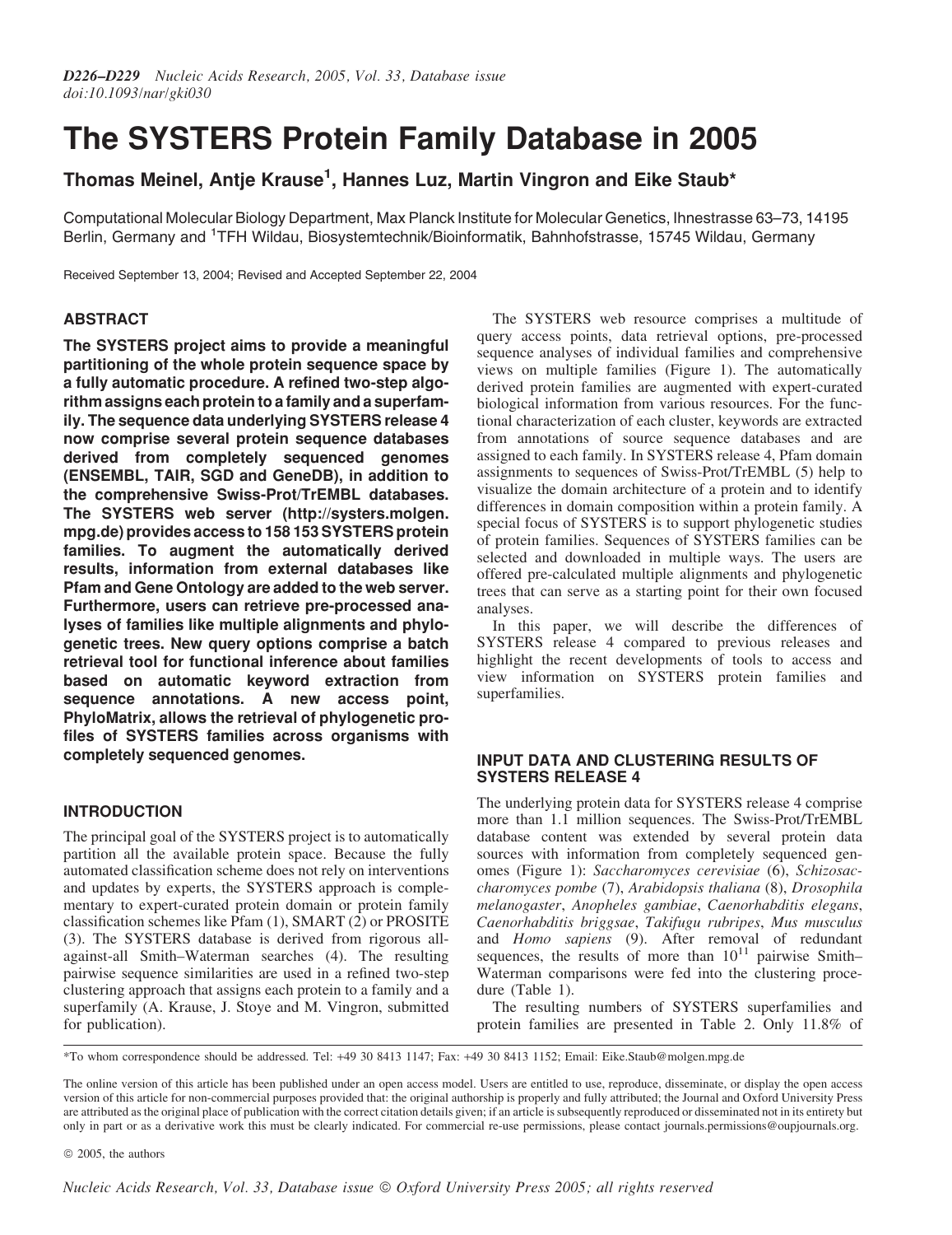# The SYSTERS Protein Family Database in 2005

**Thomas Meinel, Antje Krause[1], Hannes Luz, Martin Vingron and Eike Staub***

Computational Molecular Biology Department, Max Planck Institute for Molecular Genetics, Ihnestrasse 63–73, 14195 Berlin, Germany and [1]TFH Wildau, Biosystemtechnik/Bioinformatik, Bahnhofstrasse, 15745 Wildau, Germany

Received September 13, 2004; Revised and Accepted September 22, 2004

## ABSTRACT

**The SYSTERS project aims to provide a meaningful partitioning of the whole protein sequence space by a fully automatic procedure. A refined two-step algorithm assigns each protein to a family and a superfamily. The sequence data underlying SYSTERS release 4 now comprise several protein sequence databases derived from completely sequenced genomes (ENSEMBL, TAIR, SGD and GeneDB), in addition to the comprehensive Swiss-Prot/TrEMBL databases. The SYSTERS web server (http://systers.molgen.mpg.de) provides access to 158 153 SYSTERS protein families. To augment the automatically derived results, information from external databases like Pfam and Gene Ontology are added to the web server. Furthermore, users can retrieve pre-processed analyses of families like multiple alignments and phylogenetic trees. New query options comprise a batch retrieval tool for functional inference about families based on automatic keyword extraction from sequence annotations. A new access point, PhyloMatrix, allows the retrieval of phylogenetic profiles of SYSTERS families across organisms with completely sequenced genomes.**

## INTRODUCTION

The principal goal of the SYSTERS project is to automatically partition all the available protein space. Because the fully automated classification scheme does not rely on interventions and updates by experts, the SYSTERS approach is complementary to expert-curated protein domain or protein family classification schemes like Pfam (1), SMART (2) or PROSITE (3). The SYSTERS database is derived from rigorous all-against-all Smith–Waterman searches (4). The resulting pairwise sequence similarities are used in a refined two-step clustering approach that assigns each protein to a family and a superfamily (A. Krause, J. Stoye and M. Vingron, submitted for publication).

The SYSTERS web resource comprises a multitude of query access points, data retrieval options, pre-processed sequence analyses of individual families and comprehensive views on multiple families (Figure 1). The automatically derived protein families are augmented with expert-curated biological information from various resources. For the functional characterization of each cluster, keywords are extracted from annotations of source sequence databases and are assigned to each family. In SYSTERS release 4, Pfam domain assignments to sequences of Swiss-Prot/TrEMBL (5) help to visualize the domain architecture of a protein and to identify differences in domain composition within a protein family. A special focus of SYSTERS is to support phylogenetic studies of protein families. Sequences of SYSTERS families can be selected and downloaded in multiple ways. The users are offered pre-calculated multiple alignments and phylogenetic trees that can serve as a starting point for their own focused analyses.

In this paper, we will describe the differences of SYSTERS release 4 compared to previous releases and highlight the recent developments of tools to access and view information on SYSTERS protein families and superfamilies.

## INPUT DATA AND CLUSTERING RESULTS OF SYSTERS RELEASE 4

The underlying protein data for SYSTERS release 4 comprise more than 1.1 million sequences. The Swiss-Prot/TrEMBL database content was extended by several protein data sources with information from completely sequenced genomes (Figure 1): *Saccharomyces cerevisiae* (6), *Schizosaccharomyces pombe* (7), *Arabidopsis thaliana* (8), *Drosophila melanogaster*, *Anopheles gambiae*, *Caenorhabditis elegans*, *Caenorhabditis briggsae*, *Takifugu rubripes*, *Mus musculus* and *Homo sapiens* (9). After removal of redundant sequences, the results of more than $10^{11}$ pairwise Smith–Waterman comparisons were fed into the clustering procedure (Table 1).

The resulting numbers of SYSTERS superfamilies and protein families are presented in Table 2. Only 11.8% of

*To whom correspondence should be addressed. Tel: +49 30 8413 1147; Fax: +49 30 8413 1152; Email: Eike.Staub@molgen.mpg.de

The online version of this article has been published under an open access model. Users are entitled to use, reproduce, disseminate, or display the open access version of this article for non-commercial purposes provided that: the original authorship is properly and fully attributed; the Journal and Oxford University Press are attributed as the original place of publication with the correct citation details given; if an article is subsequently reproduced or disseminated not in its entirety but only in part or as a derivative work this must be clearly indicated. For commercial re-use permissions, please contact journals.permissions@oupjournals.org.

© 2005, the authors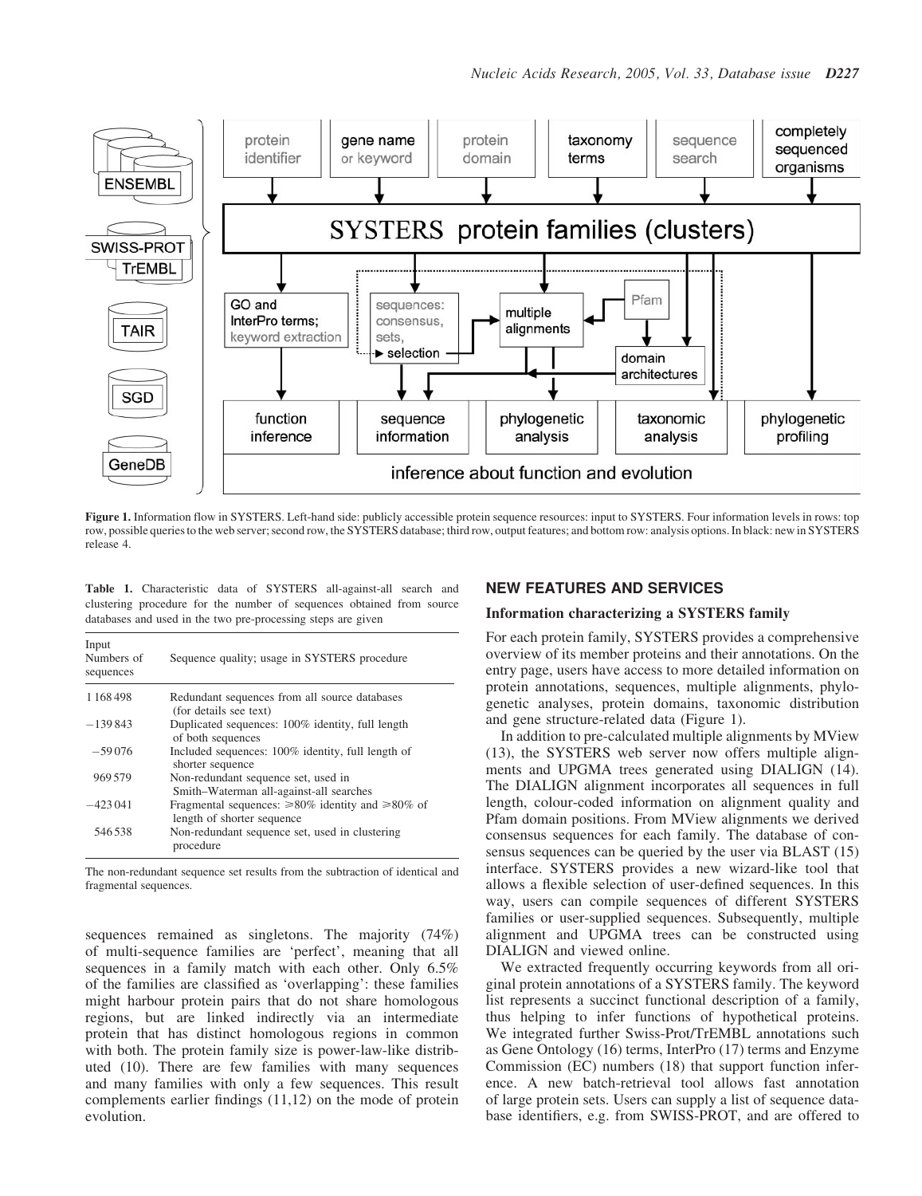**Figure 1.** Information flow in SYSTERS. Left-hand side: publicly accessible protein sequence resources: input to SYSTERS. Four information levels in rows: top row, possible queries to the web server; second row, the SYSTERS database; third row, output features; and bottom row: analysis options. In black: new in SYSTERS release 4.

**Table 1.** Characteristic data of SYSTERS all-against-all search and clustering procedure for the number of sequences obtained from source databases and used in the two pre-processing steps are given

| Input Numbers of sequences | Sequence quality; usage in SYSTERS procedure |
|---|---|
| 1 168 498 | Redundant sequences from all source databases (for details see text) |
| −139 843 | Duplicated sequences: 100% identity, full length of both sequences |
| −59 076 | Included sequences: 100% identity, full length of shorter sequence |
| 969 579 | Non-redundant sequence set, used in Smith–Waterman all-against-all searches |
| −423 041 | Fragmental sequences: ⩾80% identity and ⩾80% of length of shorter sequence |
| 546 538 | Non-redundant sequence set, used in clustering procedure |

The non-redundant sequence set results from the subtraction of identical and fragmental sequences.

sequences remained as singletons. The majority (74%) of multi-sequence families are 'perfect', meaning that all sequences in a family match with each other. Only 6.5% of the families are classified as 'overlapping': these families might harbour protein pairs that do not share homologous regions, but are linked indirectly via an intermediate protein that has distinct homologous regions in common with both. The protein family size is power-law-like distributed (10). There are few families with many sequences and many families with only a few sequences. This result complements earlier findings (11,12) on the mode of protein evolution.

## NEW FEATURES AND SERVICES

### Information characterizing a SYSTERS family

For each protein family, SYSTERS provides a comprehensive overview of its member proteins and their annotations. On the entry page, users have access to more detailed information on protein annotations, sequences, multiple alignments, phylogenetic analyses, protein domains, taxonomic distribution and gene structure-related data (Figure 1).

In addition to pre-calculated multiple alignments by MView (13), the SYSTERS web server now offers multiple alignments and UPGMA trees generated using DIALIGN (14). The DIALIGN alignment incorporates all sequences in full length, colour-coded information on alignment quality and Pfam domain positions. From MView alignments we derived consensus sequences for each family. The database of consensus sequences can be queried by the user via BLAST (15) interface. SYSTERS provides a new wizard-like tool that allows a flexible selection of user-defined sequences. In this way, users can compile sequences of different SYSTERS families or user-supplied sequences. Subsequently, multiple alignment and UPGMA trees can be constructed using DIALIGN and viewed online.

We extracted frequently occurring keywords from all original protein annotations of a SYSTERS family. The keyword list represents a succinct functional description of a family, thus helping to infer functions of hypothetical proteins. We integrated further Swiss-Prot/TrEMBL annotations such as Gene Ontology (16) terms, InterPro (17) terms and Enzyme Commission (EC) numbers (18) that support function inference. A new batch-retrieval tool allows fast annotation of large protein sets. Users can supply a list of sequence database identifiers, e.g. from SWISS-PROT, and are offered to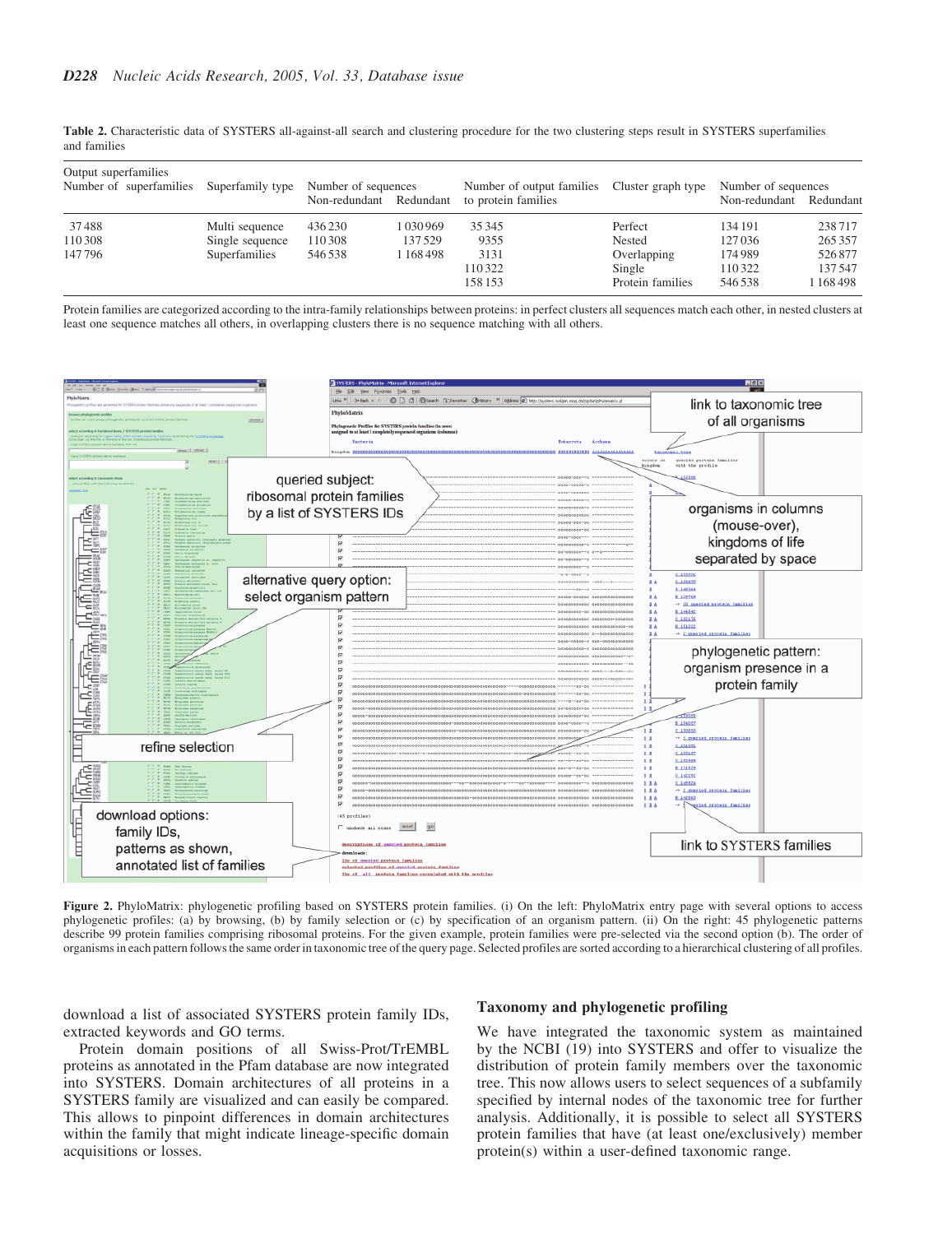Table 2. Characteristic data of SYSTERS all-against-all search and clustering procedure for the two clustering steps result in SYSTERS superfamilies and families

| Output superfamilies | | | | | | | |
|---|---|---|---|---|---|---|---|
| Number of superfamilies | Superfamily type | Number of sequences | | Number of output families to protein families | Cluster graph type | Number of sequences | |
| | | Non-redundant | Redundant | | | Non-redundant | Redundant |
| 37 488 | Multi sequence | 436 230 | 1 030 969 | 35 345 | Perfect | 134 191 | 238 717 |
| 110 308 | Single sequence | 110 308 | 137 529 | 9355 | Nested | 127 036 | 265 357 |
| 147 796 | Superfamilies | 546 538 | 1 168 498 | 3131 | Overlapping | 174 989 | 526 877 |
| | | | | 110 322 | Single | 110 322 | 137 547 |
| | | | | 158 153 | Protein families | 546 538 | 1 168 498 |

Protein families are categorized according to the intra-family relationships between proteins: in perfect clusters all sequences match each other, in nested clusters at least one sequence matches all others, in overlapping clusters there is no sequence matching with all others.

**Figure 2.** PhyloMatrix: phylogenetic profiling based on SYSTERS protein families. (i) On the left: PhyloMatrix entry page with several options to access phylogenetic profiles: (a) by browsing, (b) by family selection or (c) by specification of an organism pattern. (ii) On the right: 45 phylogenetic patterns describe 99 protein families comprising ribosomal proteins. For the given example, protein families were pre-selected via the second option (b). The order of organisms in each pattern follows the same order in taxonomic tree of the query page. Selected profiles are sorted according to a hierarchical clustering of all profiles.

download a list of associated SYSTERS protein family IDs, extracted keywords and GO terms.

Protein domain positions of all Swiss-Prot/TrEMBL proteins as annotated in the Pfam database are now integrated into SYSTERS. Domain architectures of all proteins in a SYSTERS family are visualized and can easily be compared. This allows to pinpoint differences in domain architectures within the family that might indicate lineage-specific domain acquisitions or losses.

## Taxonomy and phylogenetic profiling

We have integrated the taxonomic system as maintained by the NCBI (19) into SYSTERS and offer to visualize the distribution of protein family members over the taxonomic tree. This now allows users to select sequences of a subfamily specified by internal nodes of the taxonomic tree for further analysis. Additionally, it is possible to select all SYSTERS protein families that have (at least one/exclusively) member protein(s) within a user-defined taxonomic range.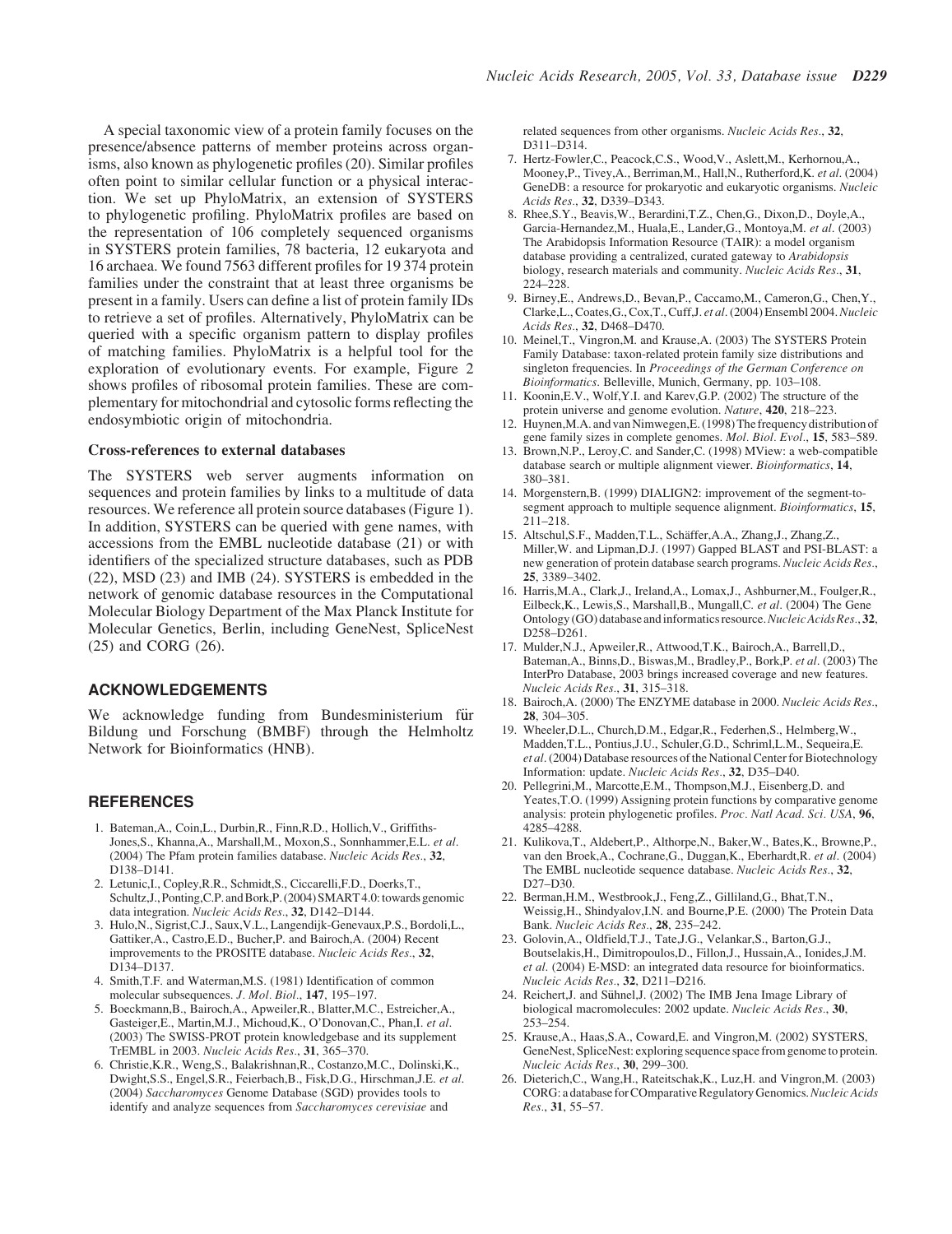A special taxonomic view of a protein family focuses on the presence/absence patterns of member proteins across organisms, also known as phylogenetic profiles (20). Similar profiles often point to similar cellular function or a physical interaction. We set up PhyloMatrix, an extension of SYSTERS to phylogenetic profiling. PhyloMatrix profiles are based on the representation of 106 completely sequenced organisms in SYSTERS protein families, 78 bacteria, 12 eukaryota and 16 archaea. We found 7563 different profiles for 19 374 protein families under the constraint that at least three organisms be present in a family. Users can define a list of protein family IDs to retrieve a set of profiles. Alternatively, PhyloMatrix can be queried with a specific organism pattern to display profiles of matching families. PhyloMatrix is a helpful tool for the exploration of evolutionary events. For example, Figure 2 shows profiles of ribosomal protein families. These are complementary for mitochondrial and cytosolic forms reflecting the endosymbiotic origin of mitochondria.

### Cross-references to external databases

The SYSTERS web server augments information on sequences and protein families by links to a multitude of data resources. We reference all protein source databases (Figure 1). In addition, SYSTERS can be queried with gene names, with accessions from the EMBL nucleotide database (21) or with identifiers of the specialized structure databases, such as PDB (22), MSD (23) and IMB (24). SYSTERS is embedded in the network of genomic database resources in the Computational Molecular Biology Department of the Max Planck Institute for Molecular Genetics, Berlin, including GeneNest, SpliceNest (25) and CORG (26).

## ACKNOWLEDGEMENTS

We acknowledge funding from Bundesministerium für Bildung und Forschung (BMBF) through the Helmholtz Network for Bioinformatics (HNB).

## REFERENCES

1. Bateman,A., Coin,L., Durbin,R., Finn,R.D., Hollich,V., Griffiths-Jones,S., Khanna,A., Marshall,M., Moxon,S., Sonnhammer,E.L. *et al*. (2004) The Pfam protein families database. *Nucleic Acids Res*., **32**, D138–D141.
2. Letunic,I., Copley,R.R., Schmidt,S., Ciccarelli,F.D., Doerks,T., Schultz,J., Ponting,C.P. and Bork,P. (2004) SMART 4.0: towards genomic data integration. *Nucleic Acids Res*., **32**, D142–D144.
3. Hulo,N., Sigrist,C.J., Saux,V.L., Langendijk-Genevaux,P.S., Bordoli,L., Gattiker,A., Castro,E.D., Bucher,P. and Bairoch,A. (2004) Recent improvements to the PROSITE database. *Nucleic Acids Res*., **32**, D134–D137.
4. Smith,T.F. and Waterman,M.S. (1981) Identification of common molecular subsequences. *J. Mol. Biol*., **147**, 195–197.
5. Boeckmann,B., Bairoch,A., Apweiler,R., Blatter,M.C., Estreicher,A., Gasteiger,E., Martin,M.J., Michoud,K., O'Donovan,C., Phan,I. *et al*. (2003) The SWISS-PROT protein knowledgebase and its supplement TrEMBL in 2003. *Nucleic Acids Res*., **31**, 365–370.
6. Christie,K.R., Weng,S., Balakrishnan,R., Costanzo,M.C., Dolinski,K., Dwight,S.S., Engel,S.R., Feierbach,B., Fisk,D.G., Hirschman,J.E. *et al*. (2004) *Saccharomyces* Genome Database (SGD) provides tools to identify and analyze sequences from *Saccharomyces cerevisiae* and related sequences from other organisms. *Nucleic Acids Res*., **32**, D311–D314.
7. Hertz-Fowler,C., Peacock,C.S., Wood,V., Aslett,M., Kerhornou,A., Mooney,P., Tivey,A., Berriman,M., Hall,N., Rutherford,K. *et al*. (2004) GeneDB: a resource for prokaryotic and eukaryotic organisms. *Nucleic Acids Res*., **32**, D339–D343.
8. Rhee,S.Y., Beavis,W., Berardini,T.Z., Chen,G., Dixon,D., Doyle,A., Garcia-Hernandez,M., Huala,E., Lander,G., Montoya,M. *et al*. (2003) The Arabidopsis Information Resource (TAIR): a model organism database providing a centralized, curated gateway to *Arabidopsis* biology, research materials and community. *Nucleic Acids Res*., **31**, 224–228.
9. Birney,E., Andrews,D., Bevan,P., Caccamo,M., Cameron,G., Chen,Y., Clarke,L., Coates,G., Cox,T., Cuff,J. *et al*. (2004) Ensembl 2004. *Nucleic Acids Res*., **32**, D468–D470.
10. Meinel,T., Vingron,M. and Krause,A. (2003) The SYSTERS Protein Family Database: taxon-related protein family size distributions and singleton frequencies. In *Proceedings of the German Conference on Bioinformatics*. Belleville, Munich, Germany, pp. 103–108.
11. Koonin,E.V., Wolf,Y.I. and Karev,G.P. (2002) The structure of the protein universe and genome evolution. *Nature*, **420**, 218–223.
12. Huynen,M.A. and van Nimwegen,E. (1998) The frequency distribution of gene family sizes in complete genomes. *Mol. Biol. Evol*., **15**, 583–589.
13. Brown,N.P., Leroy,C. and Sander,C. (1998) MView: a web-compatible database search or multiple alignment viewer. *Bioinformatics*, **14**, 380–381.
14. Morgenstern,B. (1999) DIALIGN2: improvement of the segment-to-segment approach to multiple sequence alignment. *Bioinformatics*, **15**, 211–218.
15. Altschul,S.F., Madden,T.L., Schäffer,A.A., Zhang,J., Zhang,Z., Miller,W. and Lipman,D.J. (1997) Gapped BLAST and PSI-BLAST: a new generation of protein database search programs. *Nucleic Acids Res*., **25**, 3389–3402.
16. Harris,M.A., Clark,J., Ireland,A., Lomax,J., Ashburner,M., Foulger,R., Eilbeck,K., Lewis,S., Marshall,B., Mungall,C. *et al*. (2004) The Gene Ontology (GO) database and informatics resource. *Nucleic Acids Res*., **32**, D258–D261.
17. Mulder,N.J., Apweiler,R., Attwood,T.K., Bairoch,A., Barrell,D., Bateman,A., Binns,D., Biswas,M., Bradley,P., Bork,P. *et al*. (2003) The InterPro Database, 2003 brings increased coverage and new features. *Nucleic Acids Res*., **31**, 315–318.
18. Bairoch,A. (2000) The ENZYME database in 2000. *Nucleic Acids Res*., **28**, 304–305.
19. Wheeler,D.L., Church,D.M., Edgar,R., Federhen,S., Helmberg,W., Madden,T.L., Pontius,J.U., Schuler,G.D., Schriml,L.M., Sequeira,E. *et al*. (2004) Database resources of the National Center for Biotechnology Information: update. *Nucleic Acids Res*., **32**, D35–D40.
20. Pellegrini,M., Marcotte,E.M., Thompson,M.J., Eisenberg,D. and Yeates,T.O. (1999) Assigning protein functions by comparative genome analysis: protein phylogenetic profiles. *Proc. Natl Acad. Sci. USA*, **96**, 4285–4288.
21. Kulikova,T., Aldebert,P., Althorpe,N., Baker,W., Bates,K., Browne,P., van den Broek,A., Cochrane,G., Duggan,K., Eberhardt,R. *et al*. (2004) The EMBL nucleotide sequence database. *Nucleic Acids Res*., **32**, D27–D30.
22. Berman,H.M., Westbrook,J., Feng,Z., Gilliland,G., Bhat,T.N., Weissig,H., Shindyalov,I.N. and Bourne,P.E. (2000) The Protein Data Bank. *Nucleic Acids Res*., **28**, 235–242.
23. Golovin,A., Oldfield,T.J., Tate,J.G., Velankar,S., Barton,G.J., Boutselakis,H., Dimitropoulos,D., Fillon,J., Hussain,A., Ionides,J.M. *et al*. (2004) E-MSD: an integrated data resource for bioinformatics. *Nucleic Acids Res*., **32**, D211–D216.
24. Reichert,J. and Sühnel,J. (2002) The IMB Jena Image Library of biological macromolecules: 2002 update. *Nucleic Acids Res*., **30**, 253–254.
25. Krause,A., Haas,S.A., Coward,E. and Vingron,M. (2002) SYSTERS, GeneNest, SpliceNest: exploring sequence space from genome to protein. *Nucleic Acids Res*., **30**, 299–300.
26. Dieterich,C., Wang,H., Rateitschak,K., Luz,H. and Vingron,M. (2003) CORG: a database for COmparative Regulatory Genomics. *Nucleic Acids Res*., **31**, 55–57.